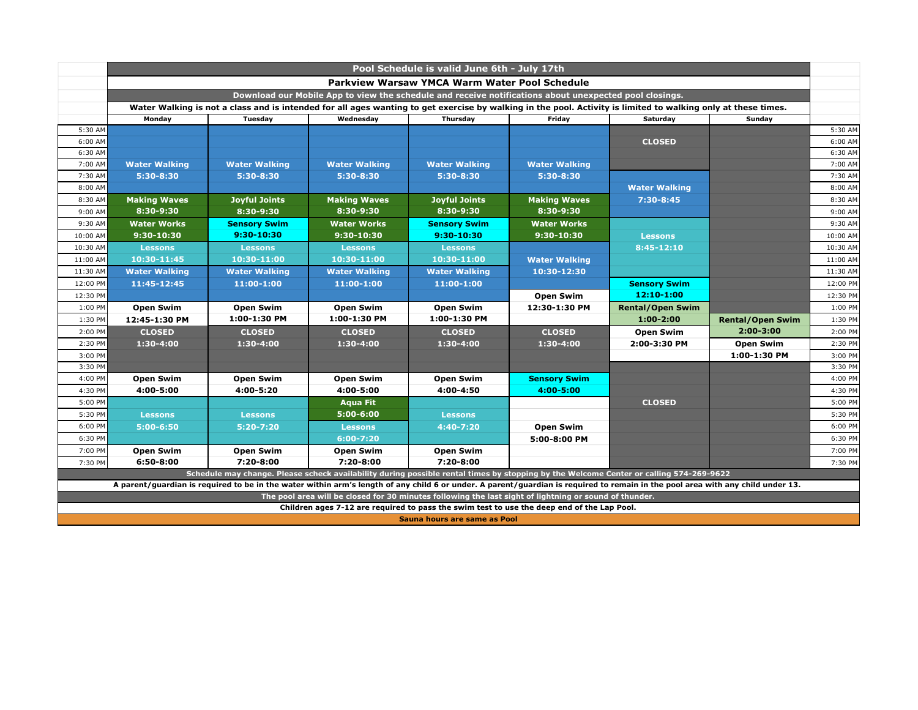**Pool Schedule is valid June 6th - July 17th**

# Parkview Warsaw YMCA Warm Water Pool Schedule

**Download our Mobile App to view the schedule and receive notifications about unexpected pool closings.**

**Water Walking is not a class and is intended for all ages wanting to get exercise by walking in the pool. Activity is limited to walking only at these times.**

| | Monday | Tuesday | Wednesday | Thursday | Friday | Saturday | Sunday | |
|---|---|---|---|---|---|---|---|---|
| 5:30 AM | | | | | | | | 5:30 AM |
| 6:00 AM | | | | | | CLOSED | | 6:00 AM |
| 6:30 AM | | | | | | | | 6:30 AM |
| 7:00 AM | Water Walking | Water Walking | Water Walking | Water Walking | Water Walking | | | 7:00 AM |
| 7:30 AM | 5:30-8:30 | 5:30-8:30 | 5:30-8:30 | 5:30-8:30 | 5:30-8:30 | | | 7:30 AM |
| 8:00 AM | | | | | | Water Walking | | 8:00 AM |
| 8:30 AM | Making Waves | Joyful Joints | Making Waves | Joyful Joints | Making Waves | 7:30-8:45 | | 8:30 AM |
| 9:00 AM | 8:30-9:30 | 8:30-9:30 | 8:30-9:30 | 8:30-9:30 | 8:30-9:30 | | | 9:00 AM |
| 9:30 AM | Water Works | Sensory Swim | Water Works | Sensory Swim | Water Works | | | 9:30 AM |
| 10:00 AM | 9:30-10:30 | 9:30-10:30 | 9:30-10:30 | 9:30-10:30 | 9:30-10:30 | Lessons | | 10:00 AM |
| 10:30 AM | Lessons | Lessons | Lessons | Lessons | | 8:45-12:10 | | 10:30 AM |
| 11:00 AM | 10:30-11:45 | 10:30-11:00 | 10:30-11:00 | 10:30-11:00 | Water Walking | | | 11:00 AM |
| 11:30 AM | Water Walking | Water Walking | Water Walking | Water Walking | 10:30-12:30 | | | 11:30 AM |
| 12:00 PM | 11:45-12:45 | 11:00-1:00 | 11:00-1:00 | 11:00-1:00 | | Sensory Swim | | 12:00 PM |
| 12:30 PM | | | | | Open Swim | 12:10-1:00 | | 12:30 PM |
| 1:00 PM | Open Swim | Open Swim | Open Swim | Open Swim | 12:30-1:30 PM | Rental/Open Swim | | 1:00 PM |
| 1:30 PM | 12:45-1:30 PM | 1:00-1:30 PM | 1:00-1:30 PM | 1:00-1:30 PM | | 1:00-2:00 | Rental/Open Swim | 1:30 PM |
| 2:00 PM | CLOSED | CLOSED | CLOSED | CLOSED | CLOSED | Open Swim | 2:00-3:00 | 2:00 PM |
| 2:30 PM | 1:30-4:00 | 1:30-4:00 | 1:30-4:00 | 1:30-4:00 | 1:30-4:00 | 2:00-3:30 PM | Open Swim | 2:30 PM |
| 3:00 PM | | | | | | | 1:00-1:30 PM | 3:00 PM |
| 3:30 PM | | | | | | | | 3:30 PM |
| 4:00 PM | Open Swim | Open Swim | Open Swim | Open Swim | Sensory Swim | | | 4:00 PM |
| 4:30 PM | 4:00-5:00 | 4:00-5:20 | 4:00-5:00 | 4:00-4:50 | 4:00-5:00 | | | 4:30 PM |
| 5:00 PM | | | Aqua Fit | | | CLOSED | | 5:00 PM |
| 5:30 PM | Lessons | Lessons | 5:00-6:00 | Lessons | | | | 5:30 PM |
| 6:00 PM | 5:00-6:50 | 5:20-7:20 | Lessons | 4:40-7:20 | Open Swim | | | 6:00 PM |
| 6:30 PM | | | 6:00-7:20 | | 5:00-8:00 PM | | | 6:30 PM |
| 7:00 PM | Open Swim | Open Swim | Open Swim | Open Swim | | | | 7:00 PM |
| 7:30 PM | 6:50-8:00 | 7:20-8:00 | 7:20-8:00 | 7:20-8:00 | | | | 7:30 PM |

**Schedule may change. Please scheck availability during possible rental times by stopping by the Welcome Center or calling 574-269-9622**

**A parent/guardian is required to be in the water within arm's length of any child 6 or under. A parent/guardian is required to remain in the pool area with any child under 13.**

**The pool area will be closed for 30 minutes following the last sight of lightning or sound of thunder.**

**Children ages 7-12 are required to pass the swim test to use the deep end of the Lap Pool.**

**Sauna hours are same as Pool**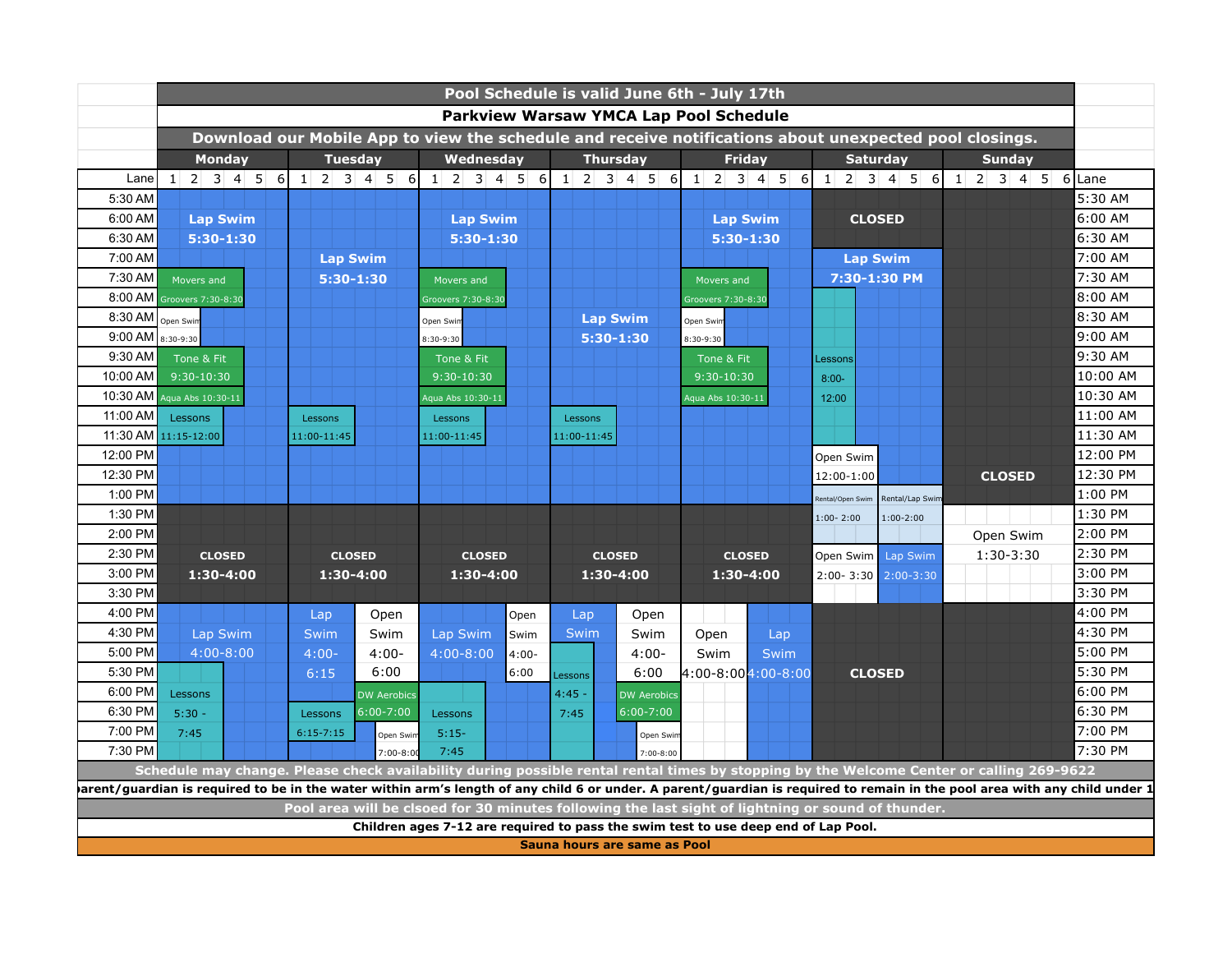# Pool Schedule is valid June 6th - July 17th

## Parkview Warsaw YMCA Lap Pool Schedule

**Download our Mobile App to view the schedule and receive notifications about unexpected pool closings.**

| Time | Monday | Tuesday | Wednesday | Thursday | Friday | Saturday | Sunday |
|---|---|---|---|---|---|---|---|
| 5:30 AM | Lap Swim 5:30-1:30 | Lap Swim 5:30-1:30 | Lap Swim 5:30-1:30 | Lap Swim 5:30-1:30 | Lap Swim 5:30-1:30 | CLOSED | CLOSED |
| 6:00 AM | | | | | | | |
| 6:30 AM | | | | | | | |
| 7:00 AM | | | | | | Lap Swim 7:30-1:30 PM | |
| 7:30 AM | Movers and Groovers 7:30-8:30 | | Movers and Groovers 7:30-8:30 | | Movers and Groovers 7:30-8:30 | | |
| 8:00 AM | | | | | | Lessons 8:00-12:00 | |
| 8:30 AM | Open Swim 8:30-9:30 | | Open Swim 8:30-9:30 | | Open Swim 8:30-9:30 | | |
| 9:00 AM | | | | | | | |
| 9:30 AM | Tone & Fit 9:30-10:30 | | Tone & Fit 9:30-10:30 | | Tone & Fit 9:30-10:30 | | |
| 10:00 AM | | | | | | | |
| 10:30 AM | Aqua Abs 10:30-11 | | Aqua Abs 10:30-11 | | Aqua Abs 10:30-11 | | |
| 11:00 AM | Lessons 11:15-12:00 | Lessons 11:00-11:45 | Lessons 11:00-11:45 | Lessons 11:00-11:45 | | | |
| 11:30 AM | | | | | | | |
| 12:00 PM | | | | | | Open Swim 12:00-1:00 | |
| 12:30 PM | | | | | | | |
| 1:00 PM | | | | | | Rental/Open Swim 1:00- 2:00; Rental/Lap Swim 1:00-2:00 | |
| 1:30 PM | CLOSED 1:30-4:00 | CLOSED 1:30-4:00 | CLOSED 1:30-4:00 | CLOSED 1:30-4:00 | CLOSED 1:30-4:00 | | Open Swim 1:30-3:30 |
| 2:00 PM | | | | | | Open Swim 2:00- 3:30; Lap Swim 2:00-3:30 | |
| 2:30 PM | | | | | | | |
| 3:00 PM | | | | | | | |
| 3:30 PM | | | | | | | |
| 4:00 PM | Lap Swim 4:00-8:00 | Lap Swim 4:00-6:15; Open Swim 4:00-6:00 | Lap Swim 4:00-8:00; Open Swim 4:00-6:00 | Lap Swim; Open Swim 4:00-6:00 | Open Swim 4:00-8:00; Lap Swim 4:00-8:00 | CLOSED | CLOSED |
| 4:30 PM | | | | | | | |
| 5:00 PM | | | | Lessons 4:45 - 7:45 | | | |
| 5:30 PM | Lessons 5:30 - 7:45 | | Lessons 5:15- 7:45 | | | | |
| 6:00 PM | | DW Aerobics 6:00-7:00 | | DW Aerobics 6:00-7:00 | | | |
| 6:30 PM | | Lessons 6:15-7:15 | | | | | |
| 7:00 PM | | Open Swim 7:00-8:00 | | Open Swim 7:00-8:00 | | | |
| 7:30 PM | | | | | | | |

**Schedule may change. Please check availability during possible rental rental times by stopping by the Welcome Center or calling 269-9622**

**Parent/guardian is required to be in the water within arm's length of any child 6 or under. A parent/guardian is required to remain in the pool area with any child under 1**

**Pool area will be clsoed for 30 minutes following the last sight of lightning or sound of thunder.**

**Children ages 7-12 are required to pass the swim test to use deep end of Lap Pool.**

**Sauna hours are same as Pool**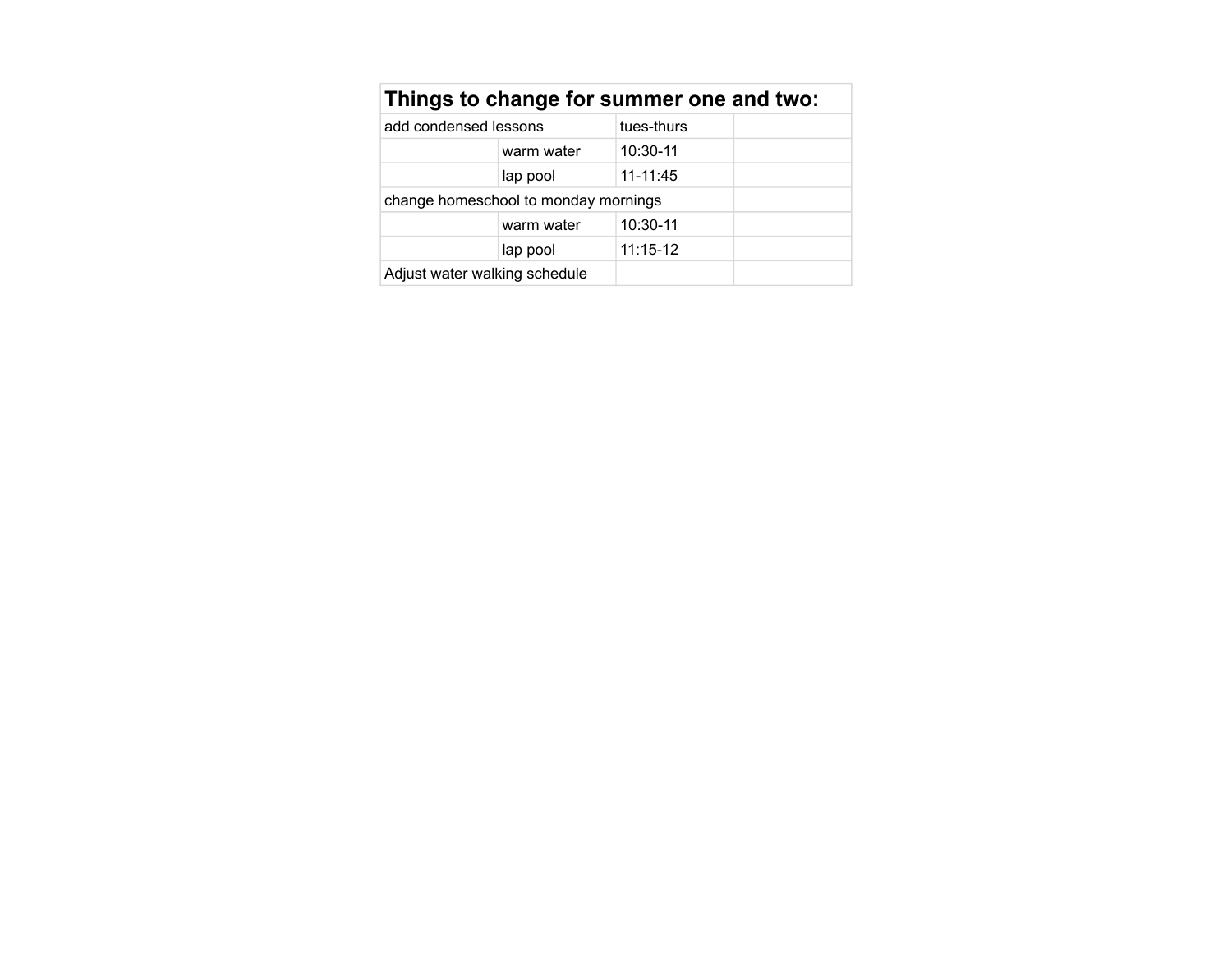| Things to change for summer one and two: | | | |
|---|---|---|---|
| add condensed lessons | | tues-thurs | |
| | warm water | 10:30-11 | |
| | lap pool | 11-11:45 | |
| change homeschool to monday mornings | | | |
| | warm water | 10:30-11 | |
| | lap pool | 11:15-12 | |
| Adjust water walking schedule | | | |